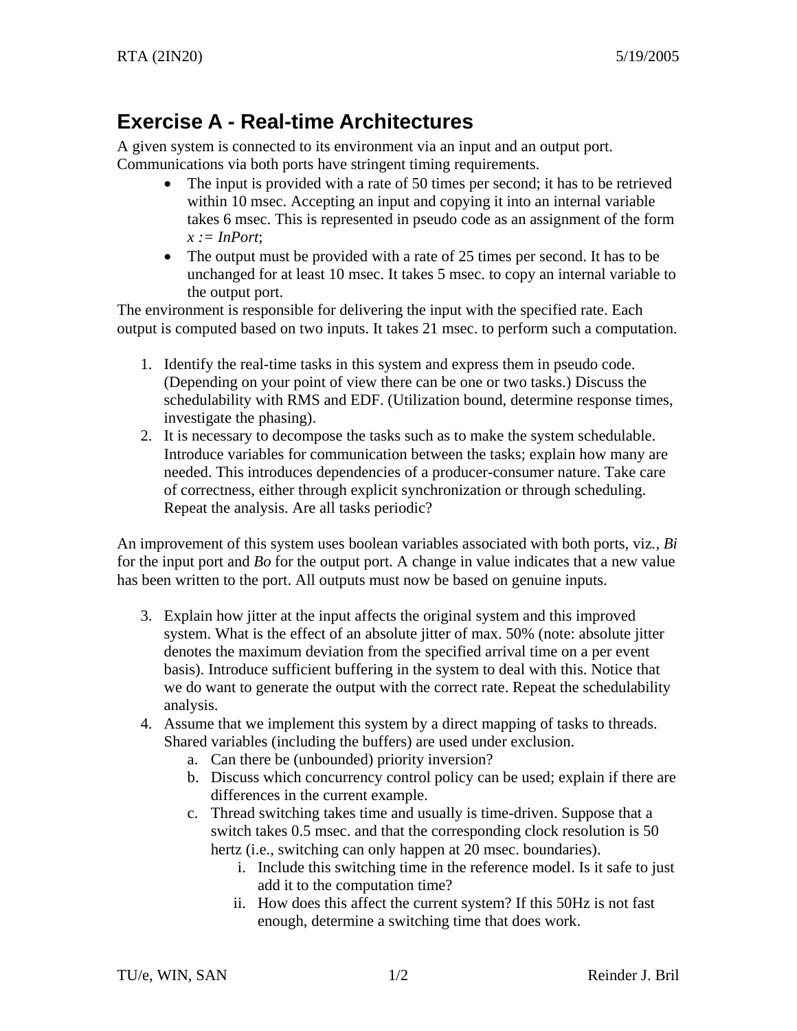# Exercise A - Real-time Architectures

A given system is connected to its environment via an input and an output port. Communications via both ports have stringent timing requirements.

- The input is provided with a rate of 50 times per second; it has to be retrieved within 10 msec. Accepting an input and copying it into an internal variable takes 6 msec. This is represented in pseudo code as an assignment of the form *x := InPort*;
- The output must be provided with a rate of 25 times per second. It has to be unchanged for at least 10 msec. It takes 5 msec. to copy an internal variable to the output port.

The environment is responsible for delivering the input with the specified rate. Each output is computed based on two inputs. It takes 21 msec. to perform such a computation.

1. Identify the real-time tasks in this system and express them in pseudo code. (Depending on your point of view there can be one or two tasks.) Discuss the schedulability with RMS and EDF. (Utilization bound, determine response times, investigate the phasing).
2. It is necessary to decompose the tasks such as to make the system schedulable. Introduce variables for communication between the tasks; explain how many are needed. This introduces dependencies of a producer-consumer nature. Take care of correctness, either through explicit synchronization or through scheduling. Repeat the analysis. Are all tasks periodic?

An improvement of this system uses boolean variables associated with both ports, viz., *Bi* for the input port and *Bo* for the output port. A change in value indicates that a new value has been written to the port. All outputs must now be based on genuine inputs.

3. Explain how jitter at the input affects the original system and this improved system. What is the effect of an absolute jitter of max. 50% (note: absolute jitter denotes the maximum deviation from the specified arrival time on a per event basis). Introduce sufficient buffering in the system to deal with this. Notice that we do want to generate the output with the correct rate. Repeat the schedulability analysis.
4. Assume that we implement this system by a direct mapping of tasks to threads. Shared variables (including the buffers) are used under exclusion.
   a. Can there be (unbounded) priority inversion?
   b. Discuss which concurrency control policy can be used; explain if there are differences in the current example.
   c. Thread switching takes time and usually is time-driven. Suppose that a switch takes 0.5 msec. and that the corresponding clock resolution is 50 hertz (i.e., switching can only happen at 20 msec. boundaries).
      i. Include this switching time in the reference model. Is it safe to just add it to the computation time?
      ii. How does this affect the current system? If this 50Hz is not fast enough, determine a switching time that does work.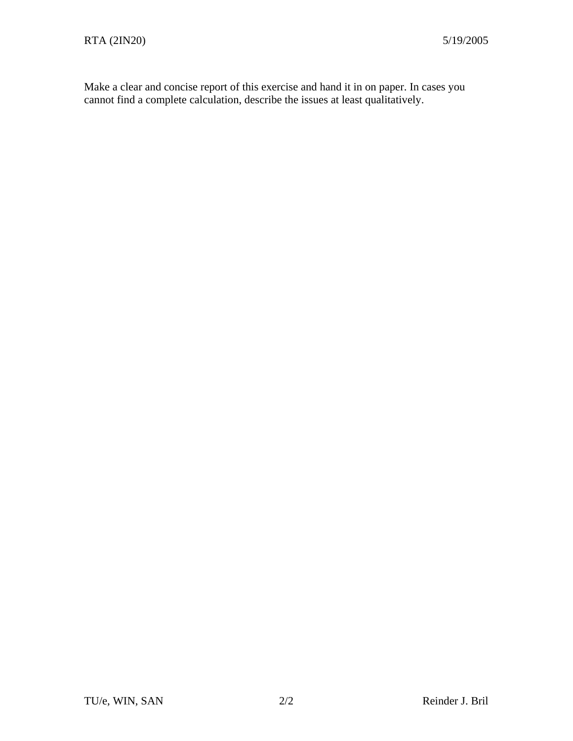Make a clear and concise report of this exercise and hand it in on paper. In cases you cannot find a complete calculation, describe the issues at least qualitatively.